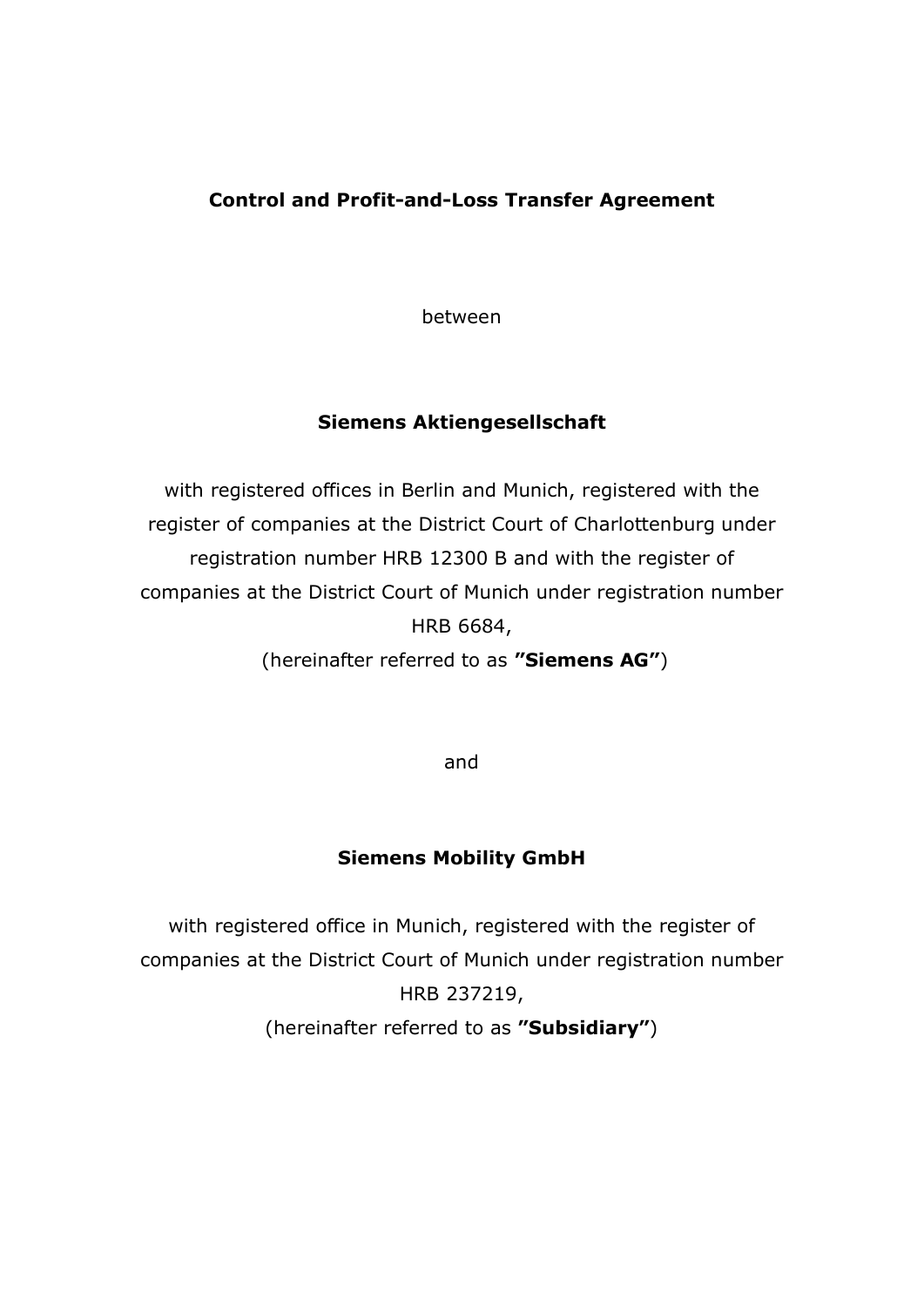# Control and Profit-and-Loss Transfer Agreement

between

**Siemens Aktiengesellschaft**

with registered offices in Berlin and Munich, registered with the register of companies at the District Court of Charlottenburg under registration number HRB 12300 B and with the register of companies at the District Court of Munich under registration number HRB 6684,

(hereinafter referred to as **”Siemens AG”**)

and

**Siemens Mobility GmbH**

with registered office in Munich, registered with the register of companies at the District Court of Munich under registration number HRB 237219,

(hereinafter referred to as **”Subsidiary”**)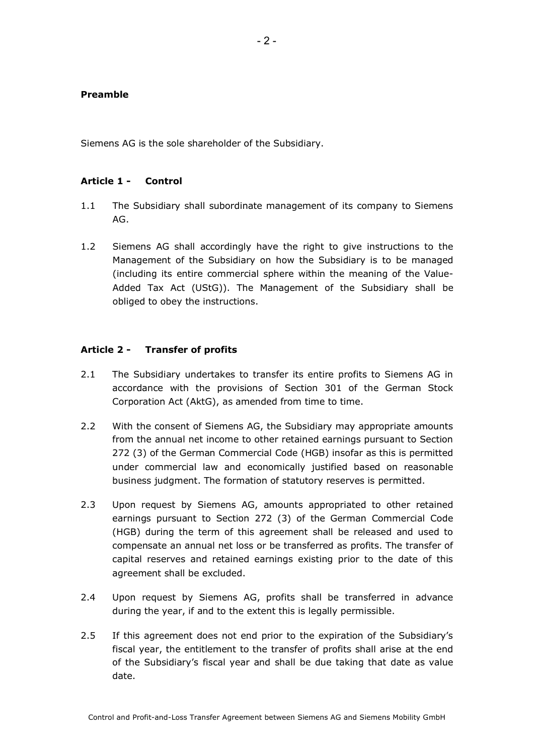**Preamble**

Siemens AG is the sole shareholder of the Subsidiary.

**Article 1 - Control**

1.1 The Subsidiary shall subordinate management of its company to Siemens AG.

1.2 Siemens AG shall accordingly have the right to give instructions to the Management of the Subsidiary on how the Subsidiary is to be managed (including its entire commercial sphere within the meaning of the Value-Added Tax Act (UStG)). The Management of the Subsidiary shall be obliged to obey the instructions.

**Article 2 - Transfer of profits**

2.1 The Subsidiary undertakes to transfer its entire profits to Siemens AG in accordance with the provisions of Section 301 of the German Stock Corporation Act (AktG), as amended from time to time.

2.2 With the consent of Siemens AG, the Subsidiary may appropriate amounts from the annual net income to other retained earnings pursuant to Section 272 (3) of the German Commercial Code (HGB) insofar as this is permitted under commercial law and economically justified based on reasonable business judgment. The formation of statutory reserves is permitted.

2.3 Upon request by Siemens AG, amounts appropriated to other retained earnings pursuant to Section 272 (3) of the German Commercial Code (HGB) during the term of this agreement shall be released and used to compensate an annual net loss or be transferred as profits. The transfer of capital reserves and retained earnings existing prior to the date of this agreement shall be excluded.

2.4 Upon request by Siemens AG, profits shall be transferred in advance during the year, if and to the extent this is legally permissible.

2.5 If this agreement does not end prior to the expiration of the Subsidiary's fiscal year, the entitlement to the transfer of profits shall arise at the end of the Subsidiary's fiscal year and shall be due taking that date as value date.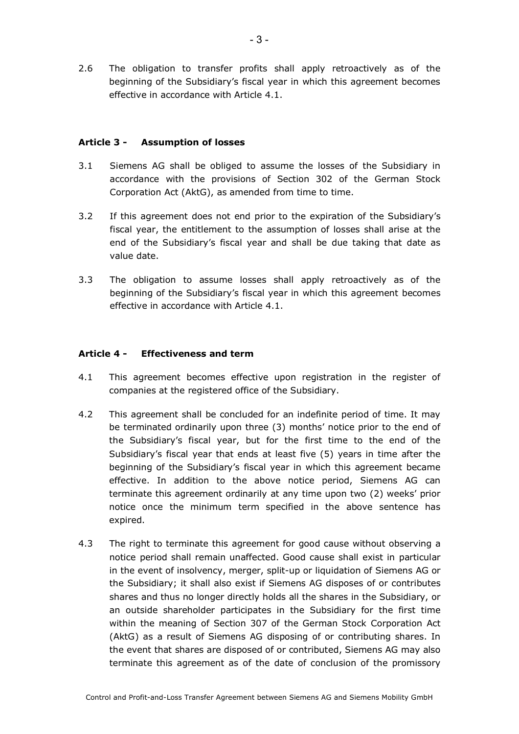2.6 The obligation to transfer profits shall apply retroactively as of the beginning of the Subsidiary's fiscal year in which this agreement becomes effective in accordance with Article 4.1.

### Article 3 - Assumption of losses

3.1 Siemens AG shall be obliged to assume the losses of the Subsidiary in accordance with the provisions of Section 302 of the German Stock Corporation Act (AktG), as amended from time to time.

3.2 If this agreement does not end prior to the expiration of the Subsidiary's fiscal year, the entitlement to the assumption of losses shall arise at the end of the Subsidiary's fiscal year and shall be due taking that date as value date.

3.3 The obligation to assume losses shall apply retroactively as of the beginning of the Subsidiary's fiscal year in which this agreement becomes effective in accordance with Article 4.1.

### Article 4 - Effectiveness and term

4.1 This agreement becomes effective upon registration in the register of companies at the registered office of the Subsidiary.

4.2 This agreement shall be concluded for an indefinite period of time. It may be terminated ordinarily upon three (3) months' notice prior to the end of the Subsidiary's fiscal year, but for the first time to the end of the Subsidiary's fiscal year that ends at least five (5) years in time after the beginning of the Subsidiary's fiscal year in which this agreement became effective. In addition to the above notice period, Siemens AG can terminate this agreement ordinarily at any time upon two (2) weeks' prior notice once the minimum term specified in the above sentence has expired.

4.3 The right to terminate this agreement for good cause without observing a notice period shall remain unaffected. Good cause shall exist in particular in the event of insolvency, merger, split-up or liquidation of Siemens AG or the Subsidiary; it shall also exist if Siemens AG disposes of or contributes shares and thus no longer directly holds all the shares in the Subsidiary, or an outside shareholder participates in the Subsidiary for the first time within the meaning of Section 307 of the German Stock Corporation Act (AktG) as a result of Siemens AG disposing of or contributing shares. In the event that shares are disposed of or contributed, Siemens AG may also terminate this agreement as of the date of conclusion of the promissory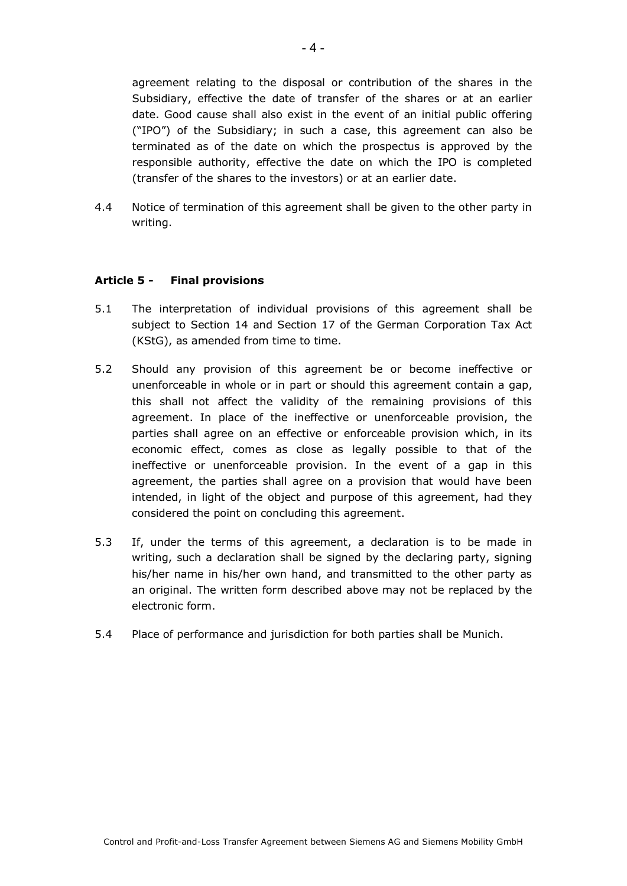agreement relating to the disposal or contribution of the shares in the Subsidiary, effective the date of transfer of the shares or at an earlier date. Good cause shall also exist in the event of an initial public offering ("IPO") of the Subsidiary; in such a case, this agreement can also be terminated as of the date on which the prospectus is approved by the responsible authority, effective the date on which the IPO is completed (transfer of the shares to the investors) or at an earlier date.

4.4 Notice of termination of this agreement shall be given to the other party in writing.

### Article 5 - Final provisions

5.1 The interpretation of individual provisions of this agreement shall be subject to Section 14 and Section 17 of the German Corporation Tax Act (KStG), as amended from time to time.

5.2 Should any provision of this agreement be or become ineffective or unenforceable in whole or in part or should this agreement contain a gap, this shall not affect the validity of the remaining provisions of this agreement. In place of the ineffective or unenforceable provision, the parties shall agree on an effective or enforceable provision which, in its economic effect, comes as close as legally possible to that of the ineffective or unenforceable provision. In the event of a gap in this agreement, the parties shall agree on a provision that would have been intended, in light of the object and purpose of this agreement, had they considered the point on concluding this agreement.

5.3 If, under the terms of this agreement, a declaration is to be made in writing, such a declaration shall be signed by the declaring party, signing his/her name in his/her own hand, and transmitted to the other party as an original. The written form described above may not be replaced by the electronic form.

5.4 Place of performance and jurisdiction for both parties shall be Munich.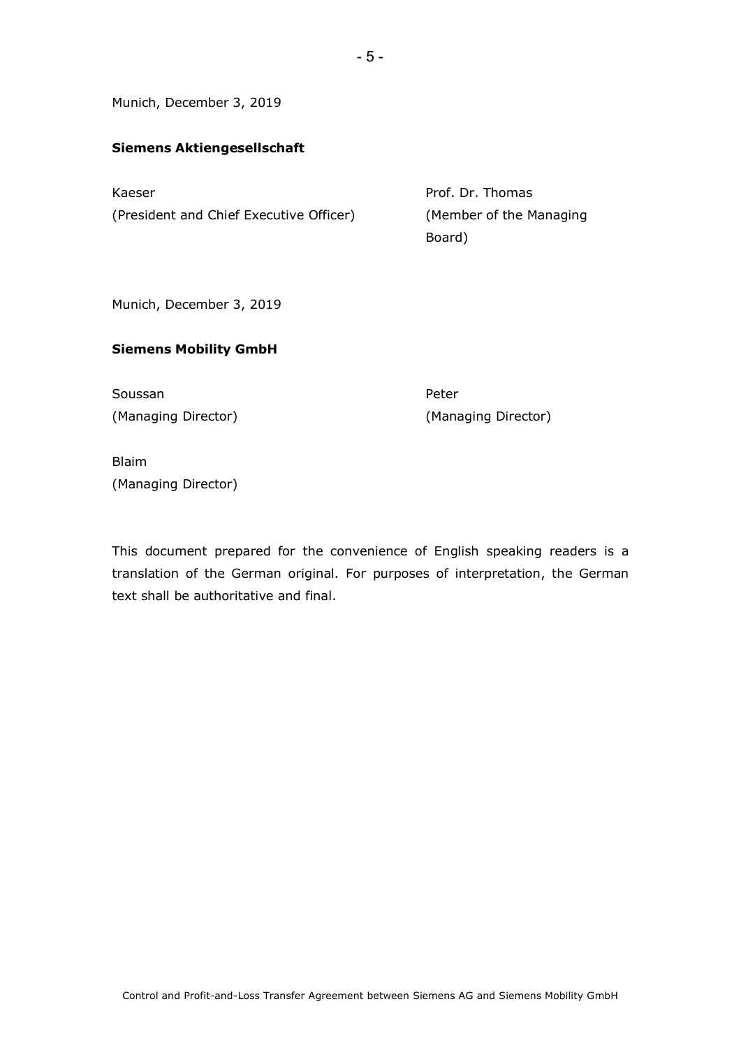Munich, December 3, 2019

**Siemens Aktiengesellschaft**

| | |
|---|---|
| Kaeser<br>(President and Chief Executive Officer) | Prof. Dr. Thomas<br>(Member of the Managing Board) |

Munich, December 3, 2019

**Siemens Mobility GmbH**

| | |
|---|---|
| Soussan<br>(Managing Director) | Peter<br>(Managing Director) |
| Blaim<br>(Managing Director) | |

This document prepared for the convenience of English speaking readers is a translation of the German original. For purposes of interpretation, the German text shall be authoritative and final.